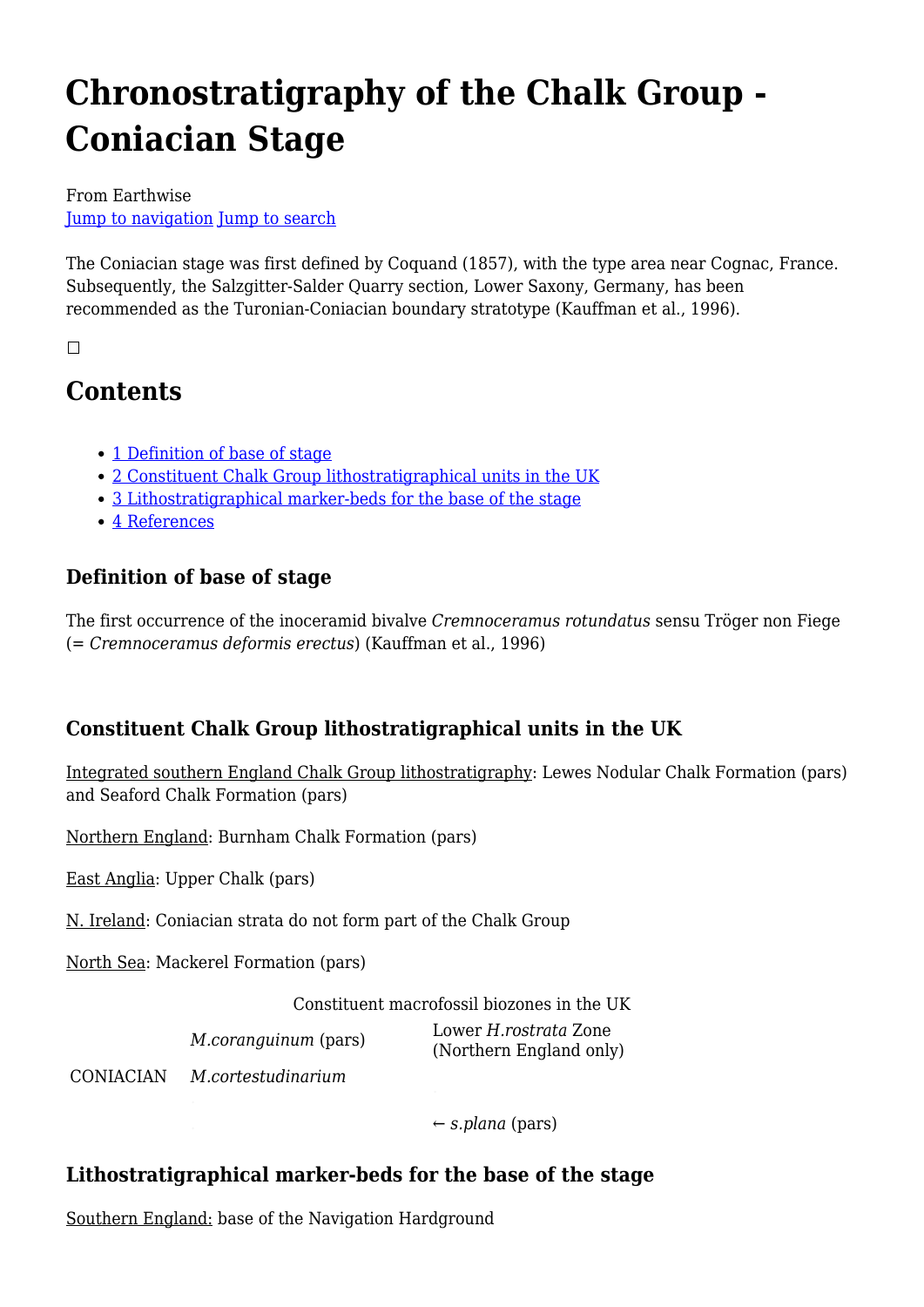# Chronostratigraphy of the Chalk Group - Coniacian Stage

From Earthwise

Jump to navigation Jump to search

The Coniacian stage was first defined by Coquand (1857), with the type area near Cognac, France. Subsequently, the Salzgitter-Salder Quarry section, Lower Saxony, Germany, has been recommended as the Turonian-Coniacian boundary stratotype (Kauffman et al., 1996).

## Contents

- 1 Definition of base of stage
- 2 Constituent Chalk Group lithostratigraphical units in the UK
- 3 Lithostratigraphical marker-beds for the base of the stage
- 4 References

### Definition of base of stage

The first occurrence of the inoceramid bivalve *Cremnoceramus rotundatus* sensu Tröger non Fiege (= *Cremnoceramus deformis erectus*) (Kauffman et al., 1996)

### Constituent Chalk Group lithostratigraphical units in the UK

Integrated southern England Chalk Group lithostratigraphy: Lewes Nodular Chalk Formation (pars) and Seaford Chalk Formation (pars)

Northern England: Burnham Chalk Formation (pars)

East Anglia: Upper Chalk (pars)

N. Ireland: Coniacian strata do not form part of the Chalk Group

North Sea: Mackerel Formation (pars)

Constituent macrofossil biozones in the UK

| | | |
|---|---|---|
| CONIACIAN | *M.coranguinum* (pars) | Lower *H.rostrata* Zone (Northern England only) |
| | *M.cortestudinarium* | |
| | | ← *s.plana* (pars) |

### Lithostratigraphical marker-beds for the base of the stage

Southern England: base of the Navigation Hardground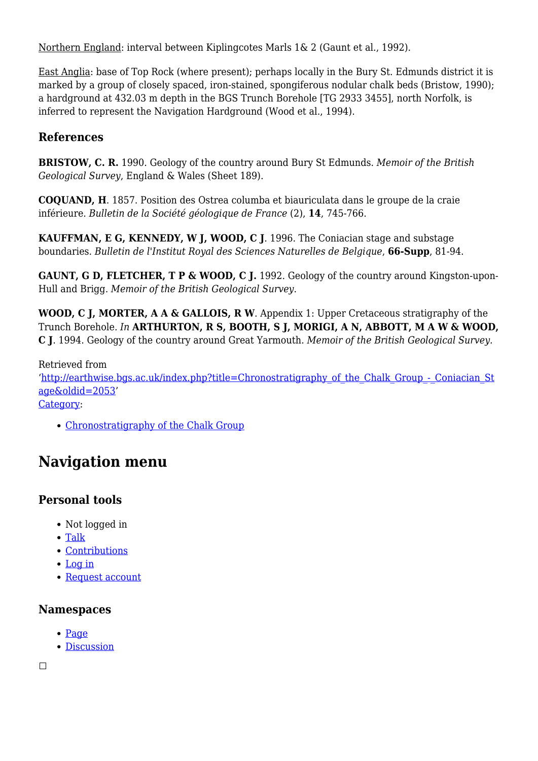Northern England: interval between Kiplingcotes Marls 1& 2 (Gaunt et al., 1992).

East Anglia: base of Top Rock (where present); perhaps locally in the Bury St. Edmunds district it is marked by a group of closely spaced, iron-stained, spongiferous nodular chalk beds (Bristow, 1990); a hardground at 432.03 m depth in the BGS Trunch Borehole [TG 2933 3455], north Norfolk, is inferred to represent the Navigation Hardground (Wood et al., 1994).

### References

**BRISTOW, C. R.** 1990. Geology of the country around Bury St Edmunds. *Memoir of the British Geological Survey*, England & Wales (Sheet 189).

**COQUAND, H**. 1857. Position des Ostrea columba et biauriculata dans le groupe de la craie inférieure. *Bulletin de la Société géologique de France* (2), **14**, 745-766.

**KAUFFMAN, E G, KENNEDY, W J, WOOD, C J**. 1996. The Coniacian stage and substage boundaries. *Bulletin de l'Institut Royal des Sciences Naturelles de Belgique*, **66-Supp**, 81-94.

**GAUNT, G D, FLETCHER, T P & WOOD, C J.** 1992. Geology of the country around Kingston-upon-Hull and Brigg. *Memoir of the British Geological Survey*.

**WOOD, C J, MORTER, A A & GALLOIS, R W**. Appendix 1: Upper Cretaceous stratigraphy of the Trunch Borehole. *In* **ARTHURTON, R S, BOOTH, S J, MORIGI, A N, ABBOTT, M A W & WOOD, C J**. 1994. Geology of the country around Great Yarmouth. *Memoir of the British Geological Survey.*

Retrieved from
'http://earthwise.bgs.ac.uk/index.php?title=Chronostratigraphy_of_the_Chalk_Group_-_Coniacian_Stage&oldid=2053'
Category:

- Chronostratigraphy of the Chalk Group

## Navigation menu

### Personal tools

- Not logged in
- Talk
- Contributions
- Log in
- Request account

### Namespaces

- Page
- Discussion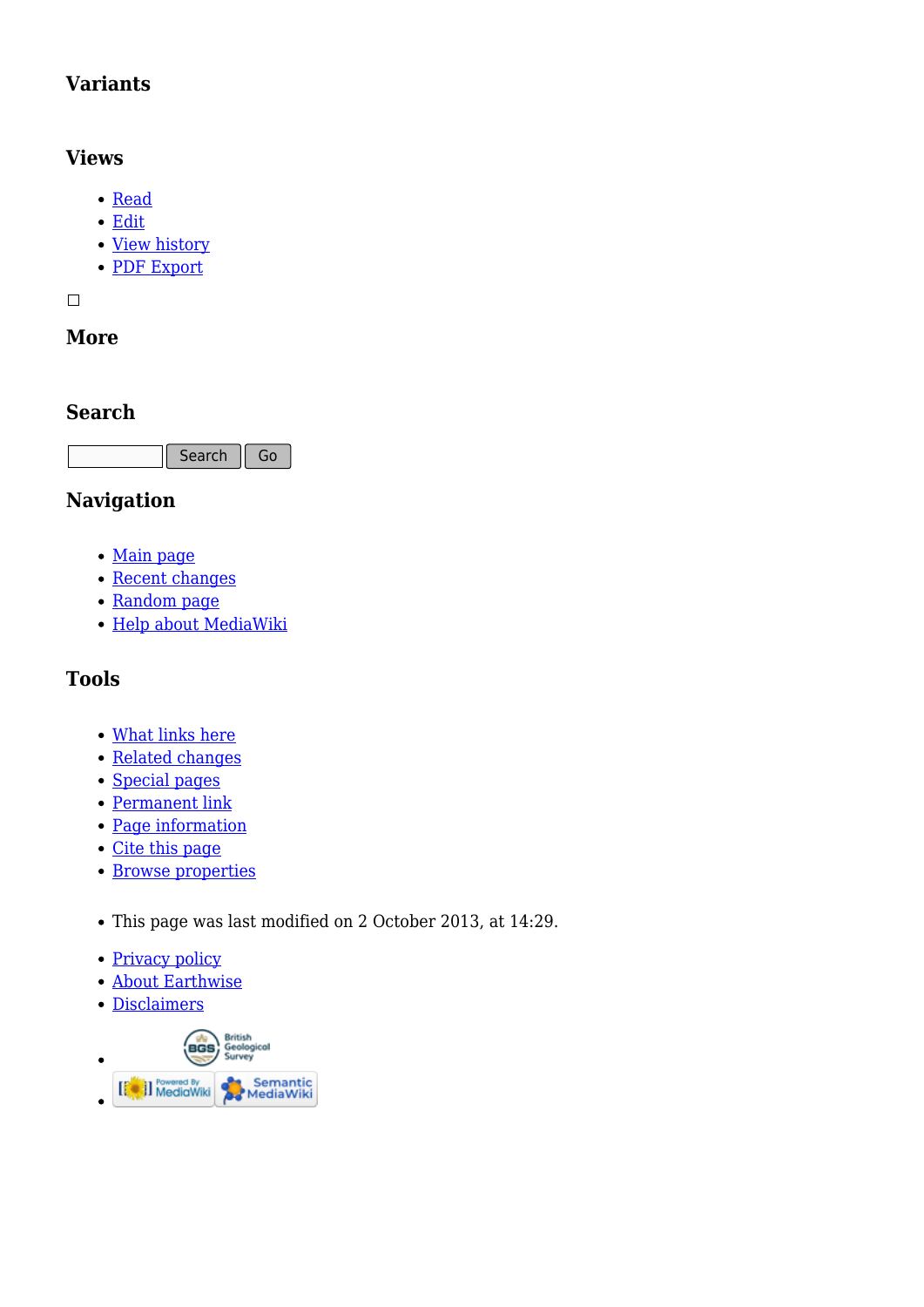### Variants

### Views

- Read
- Edit
- View history
- PDF Export

### More

### Search

Search Go

### Navigation

- Main page
- Recent changes
- Random page
- Help about MediaWiki

### Tools

- What links here
- Related changes
- Special pages
- Permanent link
- Page information
- Cite this page
- Browse properties

- This page was last modified on 2 October 2013, at 14:29.

- Privacy policy
- About Earthwise
- Disclaimers